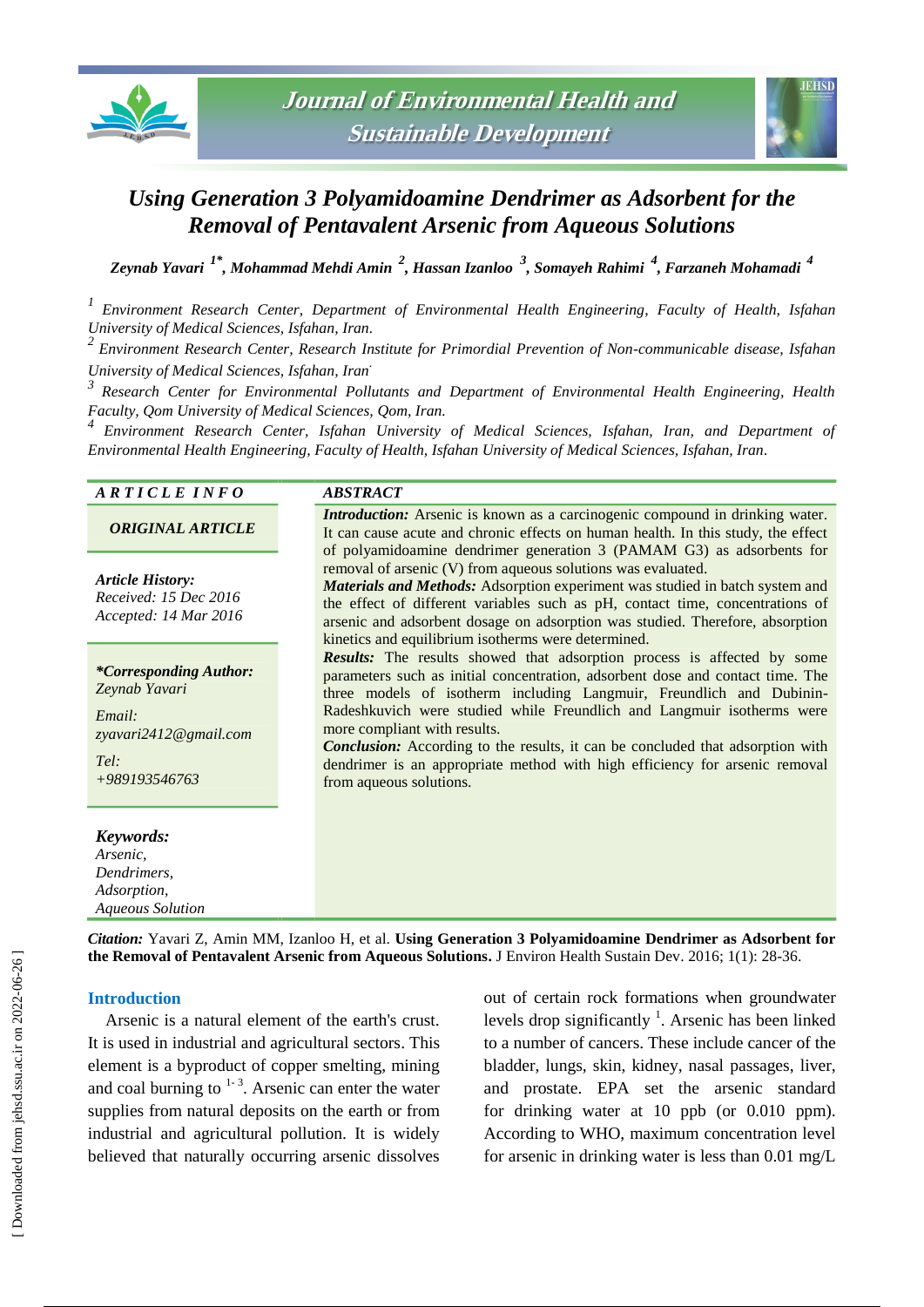# Using Generation 3 Polyamidoamine Dendrimer as Adsorbent for the Removal of Pentavalent Arsenic from Aqueous Solutions

***Zeynab Yavari [1*], Mohammad Mehdi Amin [2], Hassan Izanloo [3], Somayeh Rahimi [4], Farzaneh Mohamadi [4]***

*[1] Environment Research Center, Department of Environmental Health Engineering, Faculty of Health, Isfahan University of Medical Sciences, Isfahan, Iran.*

*[2] Environment Research Center, Research Institute for Primordial Prevention of Non-communicable disease, Isfahan University of Medical Sciences, Isfahan, Iran.*

*[3] Research Center for Environmental Pollutants and Department of Environmental Health Engineering, Health Faculty, Qom University of Medical Sciences, Qom, Iran.*

*[4] Environment Research Center, Isfahan University of Medical Sciences, Isfahan, Iran, and Department of Environmental Health Engineering, Faculty of Health, Isfahan University of Medical Sciences, Isfahan, Iran.*

***ARTICLE INFO***

***ORIGINAL ARTICLE***

***Article History:***
*Received: 15 Dec 2016*
*Accepted: 14 Mar 2016*

***\*Corresponding Author:***
*Zeynab Yavari*

*Email:*
*zyavari2412@gmail.com*

*Tel:*
*+989193546763*

***Keywords:***
*Arsenic,*
*Dendrimers,*
*Adsorption,*
*Aqueous Solution*

***ABSTRACT***

***Introduction:*** Arsenic is known as a carcinogenic compound in drinking water. It can cause acute and chronic effects on human health. In this study, the effect of polyamidoamine dendrimer generation 3 (PAMAM G3) as adsorbents for removal of arsenic (V) from aqueous solutions was evaluated.

***Materials and Methods:*** Adsorption experiment was studied in batch system and the effect of different variables such as pH, contact time, concentrations of arsenic and adsorbent dosage on adsorption was studied. Therefore, absorption kinetics and equilibrium isotherms were determined.

***Results:*** The results showed that adsorption process is affected by some parameters such as initial concentration, adsorbent dose and contact time. The three models of isotherm including Langmuir, Freundlich and Dubinin-Radeshkuvich were studied while Freundlich and Langmuir isotherms were more compliant with results.

***Conclusion:*** According to the results, it can be concluded that adsorption with dendrimer is an appropriate method with high efficiency for arsenic removal from aqueous solutions.

***Citation:*** Yavari Z, Amin MM, Izanloo H, et al. **Using Generation 3 Polyamidoamine Dendrimer as Adsorbent for the Removal of Pentavalent Arsenic from Aqueous Solutions.** J Environ Health Sustain Dev. 2016; 1(1): 28-36.

## Introduction

Arsenic is a natural element of the earth's crust. It is used in industrial and agricultural sectors. This element is a byproduct of copper smelting, mining and coal burning to [1-3]. Arsenic can enter the water supplies from natural deposits on the earth or from industrial and agricultural pollution. It is widely believed that naturally occurring arsenic dissolves out of certain rock formations when groundwater levels drop significantly [1]. Arsenic has been linked to a number of cancers. These include cancer of the bladder, lungs, skin, kidney, nasal passages, liver, and prostate. EPA set the arsenic standard for drinking water at 10 ppb (or 0.010 ppm). According to WHO, maximum concentration level for arsenic in drinking water is less than 0.01 mg/L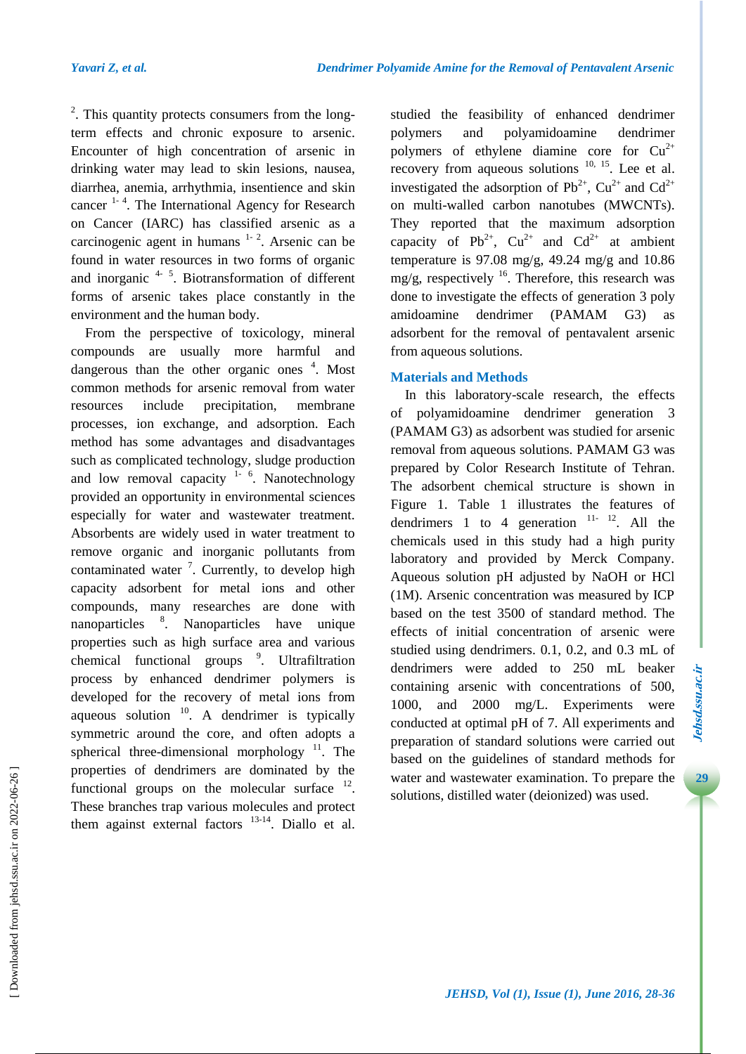[2]. This quantity protects consumers from the long-term effects and chronic exposure to arsenic. Encounter of high concentration of arsenic in drinking water may lead to skin lesions, nausea, diarrhea, anemia, arrhythmia, insentience and skin cancer [1-4]. The International Agency for Research on Cancer (IARC) has classified arsenic as a carcinogenic agent in humans [1-2]. Arsenic can be found in water resources in two forms of organic and inorganic [4-5]. Biotransformation of different forms of arsenic takes place constantly in the environment and the human body.

From the perspective of toxicology, mineral compounds are usually more harmful and dangerous than the other organic ones [4]. Most common methods for arsenic removal from water resources include precipitation, membrane processes, ion exchange, and adsorption. Each method has some advantages and disadvantages such as complicated technology, sludge production and low removal capacity [1-6]. Nanotechnology provided an opportunity in environmental sciences especially for water and wastewater treatment. Absorbents are widely used in water treatment to remove organic and inorganic pollutants from contaminated water [7]. Currently, to develop high capacity adsorbent for metal ions and other compounds, many researches are done with nanoparticles [8]. Nanoparticles have unique properties such as high surface area and various chemical functional groups [9]. Ultrafiltration process by enhanced dendrimer polymers is developed for the recovery of metal ions from aqueous solution [10]. A dendrimer is typically symmetric around the core, and often adopts a spherical three-dimensional morphology [11]. The properties of dendrimers are dominated by the functional groups on the molecular surface [12]. These branches trap various molecules and protect them against external factors [13-14]. Diallo et al. studied the feasibility of enhanced dendrimer polymers and polyamidoamine dendrimer polymers of ethylene diamine core for $Cu^{2+}$ recovery from aqueous solutions [10, 15]. Lee et al. investigated the adsorption of $Pb^{2+}$, $Cu^{2+}$ and $Cd^{2+}$ on multi-walled carbon nanotubes (MWCNTs). They reported that the maximum adsorption capacity of $Pb^{2+}$, $Cu^{2+}$ and $Cd^{2+}$ at ambient temperature is 97.08 mg/g, 49.24 mg/g and 10.86 mg/g, respectively [16]. Therefore, this research was done to investigate the effects of generation 3 poly amidoamine dendrimer (PAMAM G3) as adsorbent for the removal of pentavalent arsenic from aqueous solutions.

## Materials and Methods

In this laboratory-scale research, the effects of polyamidoamine dendrimer generation 3 (PAMAM G3) as adsorbent was studied for arsenic removal from aqueous solutions. PAMAM G3 was prepared by Color Research Institute of Tehran. The adsorbent chemical structure is shown in Figure 1. Table 1 illustrates the features of dendrimers 1 to 4 generation [11-12]. All the chemicals used in this study had a high purity laboratory and provided by Merck Company. Aqueous solution pH adjusted by NaOH or HCl (1M). Arsenic concentration was measured by ICP based on the test 3500 of standard method. The effects of initial concentration of arsenic were studied using dendrimers. 0.1, 0.2, and 0.3 mL of dendrimers were added to 250 mL beaker containing arsenic with concentrations of 500, 1000, and 2000 mg/L. Experiments were conducted at optimal pH of 7. All experiments and preparation of standard solutions were carried out based on the guidelines of standard methods for water and wastewater examination. To prepare the solutions, distilled water (deionized) was used.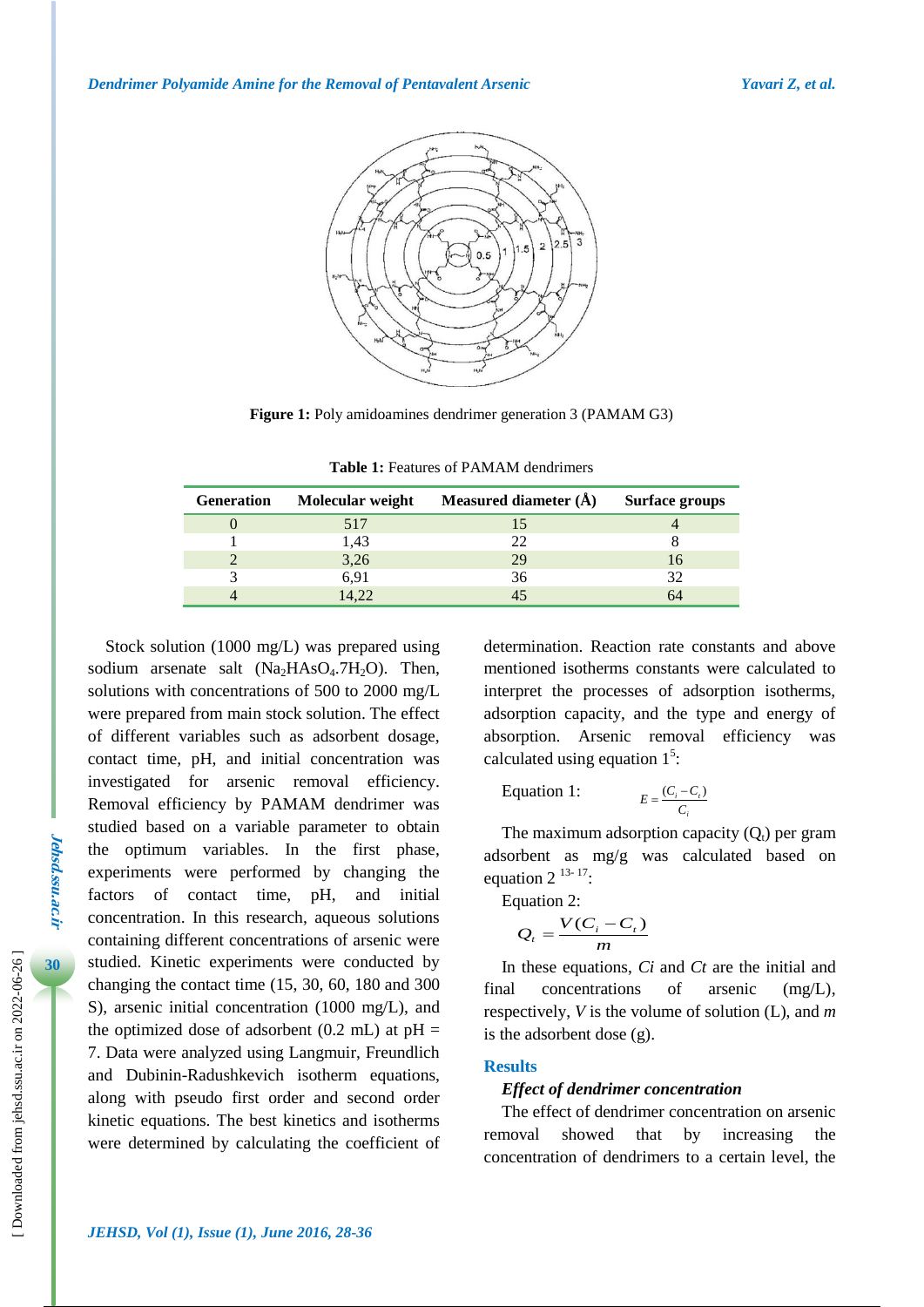**Figure 1:** Poly amidoamines dendrimer generation 3 (PAMAM G3)

**Table 1:** Features of PAMAM dendrimers

| Generation | Molecular weight | Measured diameter (Å) | Surface groups |
|---|---|---|---|
| 0 | 517 | 15 | 4 |
| 1 | 1,43 | 22 | 8 |
| 2 | 3,26 | 29 | 16 |
| 3 | 6,91 | 36 | 32 |
| 4 | 14,22 | 45 | 64 |

Stock solution (1000 mg/L) was prepared using sodium arsenate salt ($Na_2HAsO_4.7H_2O$). Then, solutions with concentrations of 500 to 2000 mg/L were prepared from main stock solution. The effect of different variables such as adsorbent dosage, contact time, pH, and initial concentration was investigated for arsenic removal efficiency. Removal efficiency by PAMAM dendrimer was studied based on a variable parameter to obtain the optimum variables. In the first phase, experiments were performed by changing the factors of contact time, pH, and initial concentration. In this research, aqueous solutions containing different concentrations of arsenic were studied. Kinetic experiments were conducted by changing the contact time (15, 30, 60, 180 and 300 S), arsenic initial concentration (1000 mg/L), and the optimized dose of adsorbent (0.2 mL) at pH = 7. Data were analyzed using Langmuir, Freundlich and Dubinin-Radushkevich isotherm equations, along with pseudo first order and second order kinetic equations. The best kinetics and isotherms were determined by calculating the coefficient of determination. Reaction rate constants and above mentioned isotherms constants were calculated to interpret the processes of adsorption isotherms, adsorption capacity, and the type and energy of absorption. Arsenic removal efficiency was calculated using equation 1[5]:

Equation 1:

$$E = \frac{(C_i - C_t)}{C_i}$$

The maximum adsorption capacity ($Q_t$) per gram adsorbent as mg/g was calculated based on equation 2 [13-17]:

Equation 2:

$$Q_t = \frac{V(C_i - C_t)}{m}$$

In these equations, *Ci* and *Ct* are the initial and final concentrations of arsenic (mg/L), respectively, *V* is the volume of solution (L), and *m* is the adsorbent dose (g).

## Results

### *Effect of dendrimer concentration*

The effect of dendrimer concentration on arsenic removal showed that by increasing the concentration of dendrimers to a certain level, the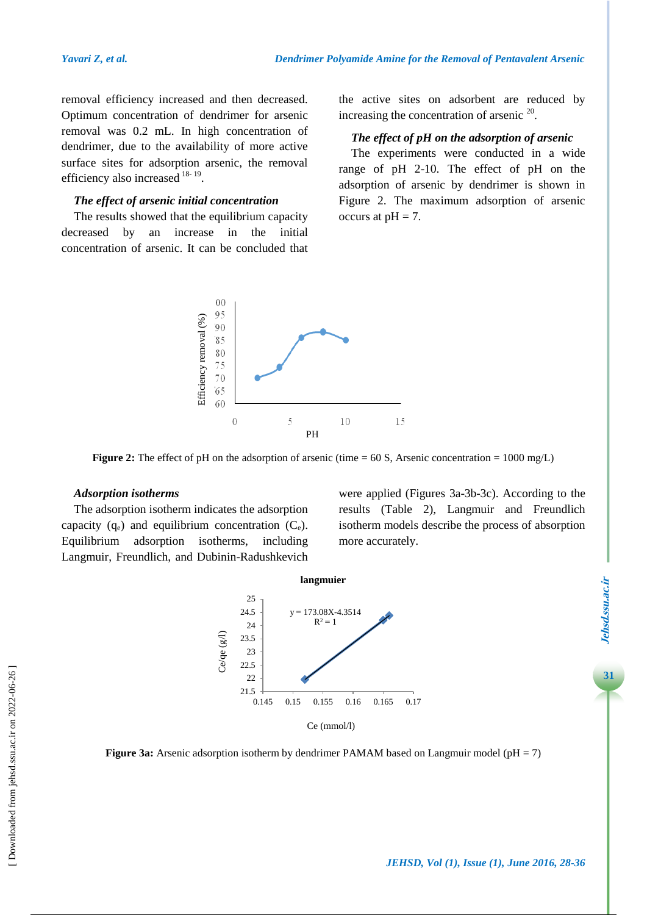removal efficiency increased and then decreased. Optimum concentration of dendrimer for arsenic removal was 0.2 mL. In high concentration of dendrimer, due to the availability of more active surface sites for adsorption arsenic, the removal efficiency also increased [18-19].

### *The effect of arsenic initial concentration*

The results showed that the equilibrium capacity decreased by an increase in the initial concentration of arsenic. It can be concluded that the active sites on adsorbent are reduced by increasing the concentration of arsenic [20].

### *The effect of pH on the adsorption of arsenic*

The experiments were conducted in a wide range of pH 2-10. The effect of pH on the adsorption of arsenic by dendrimer is shown in Figure 2. The maximum adsorption of arsenic occurs at pH = 7.

**Figure 2:** The effect of pH on the adsorption of arsenic (time = 60 S, Arsenic concentration = 1000 mg/L)

### *Adsorption isotherms*

The adsorption isotherm indicates the adsorption capacity ($q_e$) and equilibrium concentration ($C_e$). Equilibrium adsorption isotherms, including Langmuir, Freundlich, and Dubinin-Radushkevich were applied (Figures 3a-3b-3c). According to the results (Table 2), Langmuir and Freundlich isotherm models describe the process of absorption more accurately.

**Figure 3a:** Arsenic adsorption isotherm by dendrimer PAMAM based on Langmuir model (pH = 7)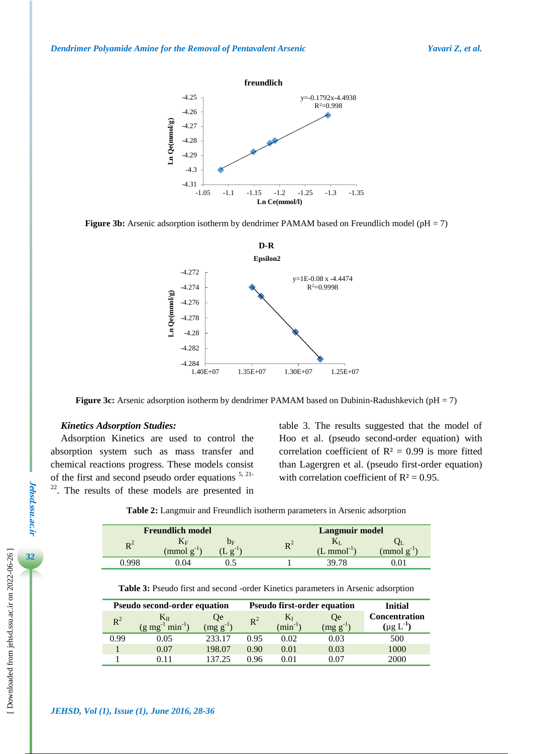**Figure 3b:** Arsenic adsorption isotherm by dendrimer PAMAM based on Freundlich model (pH = 7)

**Figure 3c:** Arsenic adsorption isotherm by dendrimer PAMAM based on Dubinin-Radushkevich (pH = 7)

### *Kinetics Adsorption Studies:*

Adsorption Kinetics are used to control the absorption system such as mass transfer and chemical reactions progress. These models consist of the first and second pseudo order equations [5, 21-22]. The results of these models are presented in table 3. The results suggested that the model of Hoo et al. (pseudo second-order equation) with correlation coefficient of $R^2 = 0.99$ is more fitted than Lagergren et al. (pseudo first-order equation) with correlation coefficient of $R^2 = 0.95$.

**Table 2:** Langmuir and Freundlich isotherm parameters in Arsenic adsorption

| Freundlich model | | | Langmuir model | | |
|---|---|---|---|---|---|
| $R^2$ | $K_F$ (mmol $g^{-1}$) | $b_F$ (L $g^{-1}$) | $R^2$ | $K_L$ (L $mmol^{-1}$) | $Q_L$ (mmol $g^{-1}$) |
| 0.998 | 0.04 | 0.5 | 1 | 39.78 | 0.01 |

**Table 3:** Pseudo first and second -order Kinetics parameters in Arsenic adsorption

| Pseudo second-order equation | | | Pseudo first-order equation | | | Initial Concentration |
|---|---|---|---|---|---|---|
| $R^2$ | $K_{II}$ (g $mg^{-1}$ $min^{-1}$) | Qe (mg $g^{-1}$) | $R^2$ | $K_I$ ($min^{-1}$) | Qe (mg $g^{-1}$) | (µg $L^{-1}$) |
| 0.99 | 0.05 | 233.17 | 0.95 | 0.02 | 0.03 | 500 |
| 1 | 0.07 | 198.07 | 0.90 | 0.01 | 0.03 | 1000 |
| 1 | 0.11 | 137.25 | 0.96 | 0.01 | 0.07 | 2000 |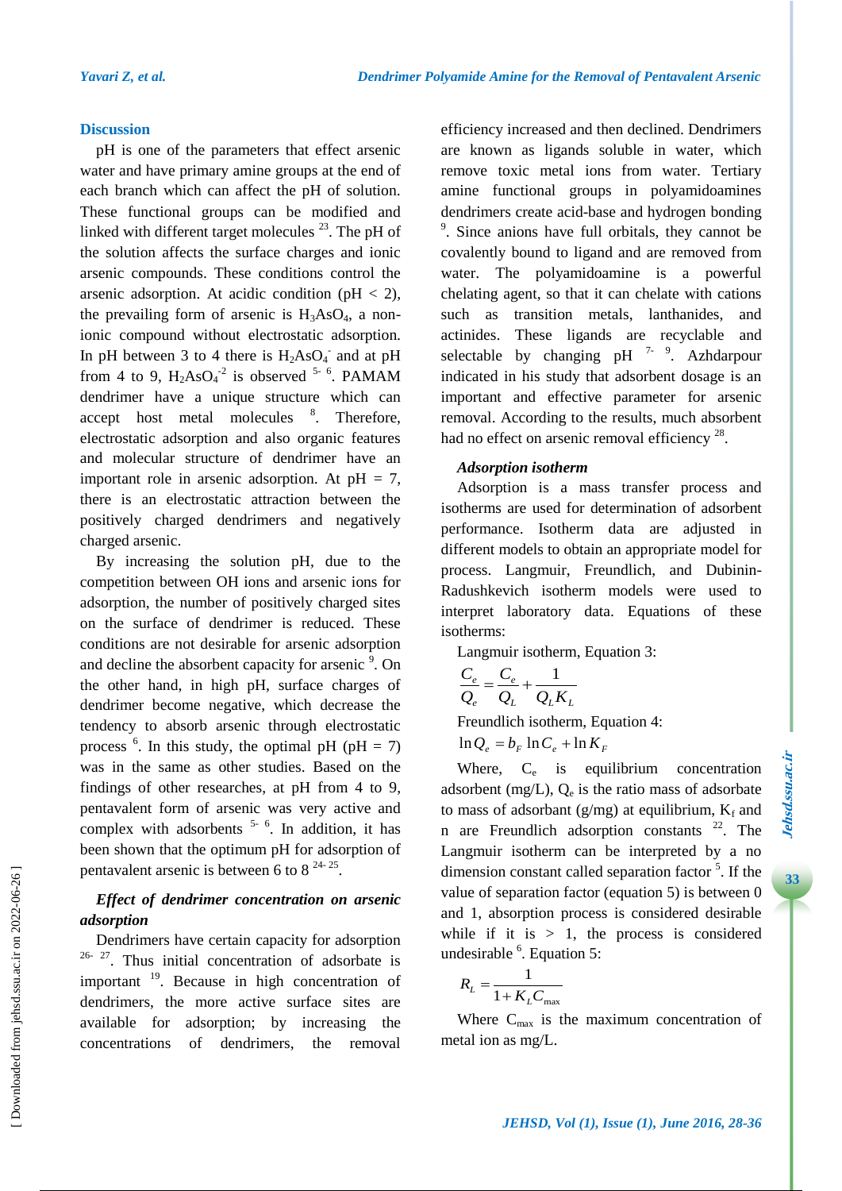## Discussion

pH is one of the parameters that effect arsenic water and have primary amine groups at the end of each branch which can affect the pH of solution. These functional groups can be modified and linked with different target molecules [23]. The pH of the solution affects the surface charges and ionic arsenic compounds. These conditions control the arsenic adsorption. At acidic condition (pH < 2), the prevailing form of arsenic is $H_3AsO_4$, a non-ionic compound without electrostatic adsorption. In pH between 3 to 4 there is $H_2AsO_4^-$ and at pH from 4 to 9, $H_2AsO_4^{-2}$ is observed [5-6]. PAMAM dendrimer have a unique structure which can accept host metal molecules [8]. Therefore, electrostatic adsorption and also organic features and molecular structure of dendrimer have an important role in arsenic adsorption. At pH = 7, there is an electrostatic attraction between the positively charged dendrimers and negatively charged arsenic.

By increasing the solution pH, due to the competition between OH ions and arsenic ions for adsorption, the number of positively charged sites on the surface of dendrimer is reduced. These conditions are not desirable for arsenic adsorption and decline the absorbent capacity for arsenic [9]. On the other hand, in high pH, surface charges of dendrimer become negative, which decrease the tendency to absorb arsenic through electrostatic process [6]. In this study, the optimal pH (pH = 7) was in the same as other studies. Based on the findings of other researches, at pH from 4 to 9, pentavalent form of arsenic was very active and complex with adsorbents [5-6]. In addition, it has been shown that the optimum pH for adsorption of pentavalent arsenic is between 6 to 8 [24-25].

### *Effect of dendrimer concentration on arsenic adsorption*

Dendrimers have certain capacity for adsorption [26-27]. Thus initial concentration of adsorbate is important [19]. Because in high concentration of dendrimers, the more active surface sites are available for adsorption; by increasing the concentrations of dendrimers, the removal efficiency increased and then declined. Dendrimers are known as ligands soluble in water, which remove toxic metal ions from water. Tertiary amine functional groups in polyamidoamines dendrimers create acid-base and hydrogen bonding [9]. Since anions have full orbitals, they cannot be covalently bound to ligand and are removed from water. The polyamidoamine is a powerful chelating agent, so that it can chelate with cations such as transition metals, lanthanides, and actinides. These ligands are recyclable and selectable by changing pH [7-9]. Azhdarpour indicated in his study that adsorbent dosage is an important and effective parameter for arsenic removal. According to the results, much absorbent had no effect on arsenic removal efficiency [28].

### *Adsorption isotherm*

Adsorption is a mass transfer process and isotherms are used for determination of adsorbent performance. Isotherm data are adjusted in different models to obtain an appropriate model for process. Langmuir, Freundlich, and Dubinin-Radushkevich isotherm models were used to interpret laboratory data. Equations of these isotherms:

Langmuir isotherm, Equation 3:

$$\frac{C_e}{Q_e} = \frac{C_e}{Q_L} + \frac{1}{Q_L K_L}$$

Freundlich isotherm, Equation 4:

$$\ln Q_e = b_F \ln C_e + \ln K_F$$

Where, $C_e$ is equilibrium concentration adsorbent (mg/L), $Q_e$ is the ratio mass of adsorbate to mass of adsorbant (g/mg) at equilibrium, $K_f$ and n are Freundlich adsorption constants [22]. The Langmuir isotherm can be interpreted by a no dimension constant called separation factor [5]. If the value of separation factor (equation 5) is between 0 and 1, absorption process is considered desirable while if it is > 1, the process is considered undesirable [6]. Equation 5:

$$R_L = \frac{1}{1 + K_L C_{max}}$$

Where $C_{max}$ is the maximum concentration of metal ion as mg/L.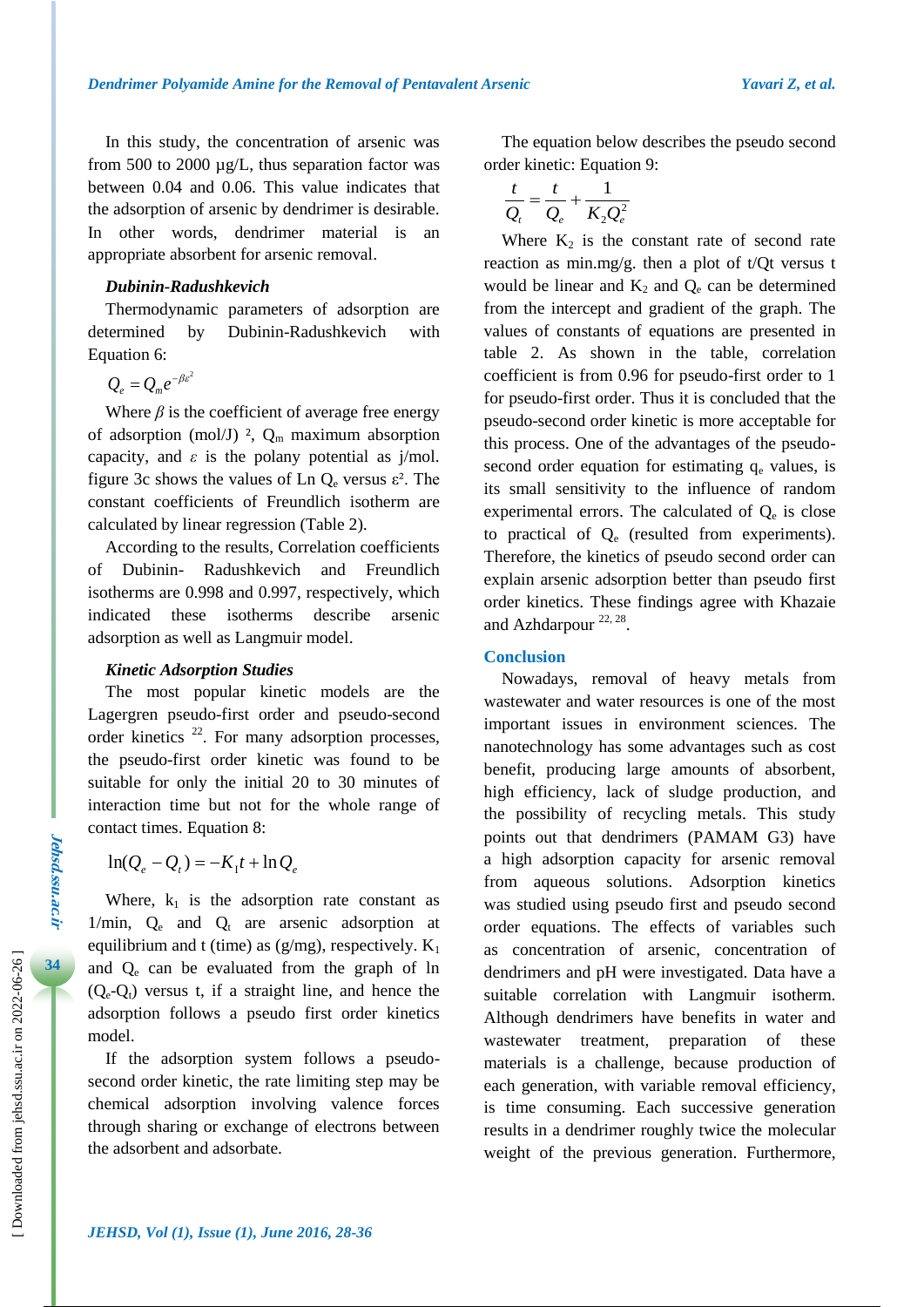In this study, the concentration of arsenic was from 500 to 2000 µg/L, thus separation factor was between 0.04 and 0.06. This value indicates that the adsorption of arsenic by dendrimer is desirable. In other words, dendrimer material is an appropriate absorbent for arsenic removal.

### *Dubinin-Radushkevich*

Thermodynamic parameters of adsorption are determined by Dubinin-Radushkevich with Equation 6:

$$Q_e = Q_m e^{-\beta \varepsilon^2}$$

Where $\beta$ is the coefficient of average free energy of adsorption (mol/J) ², $Q_m$ maximum absorption capacity, and $\varepsilon$ is the polany potential as j/mol. figure 3c shows the values of Ln $Q_e$ versus $\varepsilon^2$. The constant coefficients of Freundlich isotherm are calculated by linear regression (Table 2).

According to the results, Correlation coefficients of Dubinin- Radushkevich and Freundlich isotherms are 0.998 and 0.997, respectively, which indicated these isotherms describe arsenic adsorption as well as Langmuir model.

### *Kinetic Adsorption Studies*

The most popular kinetic models are the Lagergren pseudo-first order and pseudo-second order kinetics [22]. For many adsorption processes, the pseudo-first order kinetic was found to be suitable for only the initial 20 to 30 minutes of interaction time but not for the whole range of contact times. Equation 8:

$$\ln(Q_e - Q_t) = -K_1 t + \ln Q_e$$

Where, $k_1$ is the adsorption rate constant as 1/min, $Q_e$ and $Q_t$ are arsenic adsorption at equilibrium and t (time) as (g/mg), respectively. $K_1$ and $Q_e$ can be evaluated from the graph of ln ($Q_e$-$Q_t$) versus t, if a straight line, and hence the adsorption follows a pseudo first order kinetics model.

If the adsorption system follows a pseudo-second order kinetic, the rate limiting step may be chemical adsorption involving valence forces through sharing or exchange of electrons between the adsorbent and adsorbate.

The equation below describes the pseudo second order kinetic: Equation 9:

$$\frac{t}{Q_t} = \frac{t}{Q_e} + \frac{1}{K_2 Q_e^2}$$

Where $K_2$ is the constant rate of second rate reaction as min.mg/g. then a plot of t/Qt versus t would be linear and $K_2$ and $Q_e$ can be determined from the intercept and gradient of the graph. The values of constants of equations are presented in table 2. As shown in the table, correlation coefficient is from 0.96 for pseudo-first order to 1 for pseudo-first order. Thus it is concluded that the pseudo-second order kinetic is more acceptable for this process. One of the advantages of the pseudo-second order equation for estimating $q_e$ values, is its small sensitivity to the influence of random experimental errors. The calculated of $Q_e$ is close to practical of $Q_e$ (resulted from experiments). Therefore, the kinetics of pseudo second order can explain arsenic adsorption better than pseudo first order kinetics. These findings agree with Khazaie and Azhdarpour [22, 28].

## Conclusion

Nowadays, removal of heavy metals from wastewater and water resources is one of the most important issues in environment sciences. The nanotechnology has some advantages such as cost benefit, producing large amounts of absorbent, high efficiency, lack of sludge production, and the possibility of recycling metals. This study points out that dendrimers (PAMAM G3) have a high adsorption capacity for arsenic removal from aqueous solutions. Adsorption kinetics was studied using pseudo first and pseudo second order equations. The effects of variables such as concentration of arsenic, concentration of dendrimers and pH were investigated. Data have a suitable correlation with Langmuir isotherm. Although dendrimers have benefits in water and wastewater treatment, preparation of these materials is a challenge, because production of each generation, with variable removal efficiency, is time consuming. Each successive generation results in a dendrimer roughly twice the molecular weight of the previous generation. Furthermore,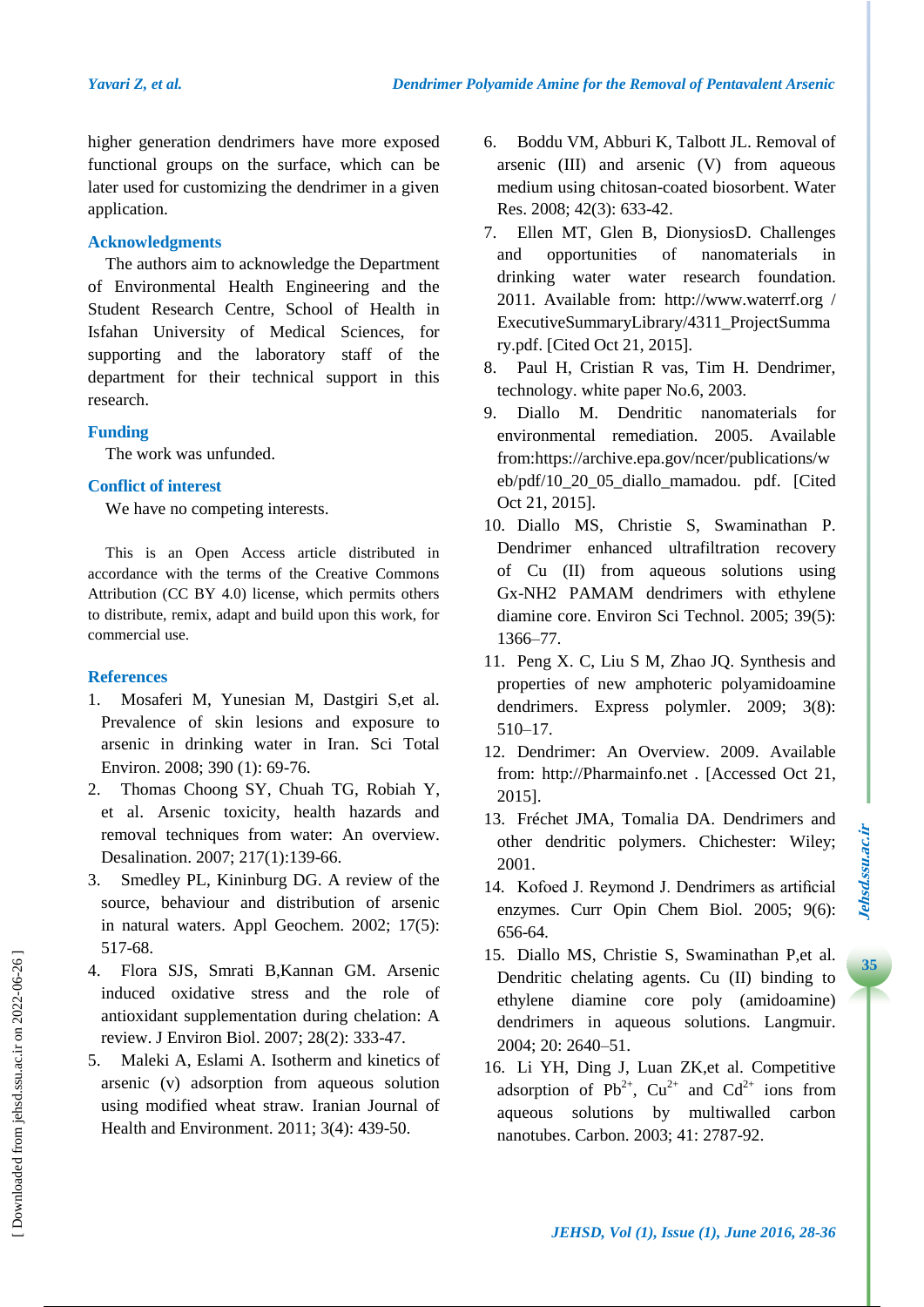higher generation dendrimers have more exposed functional groups on the surface, which can be later used for customizing the dendrimer in a given application.

## Acknowledgments

The authors aim to acknowledge the Department of Environmental Health Engineering and the Student Research Centre, School of Health in Isfahan University of Medical Sciences, for supporting and the laboratory staff of the department for their technical support in this research.

## Funding

The work was unfunded.

## Conflict of interest

We have no competing interests.

This is an Open Access article distributed in accordance with the terms of the Creative Commons Attribution (CC BY 4.0) license, which permits others to distribute, remix, adapt and build upon this work, for commercial use.

## References

1. Mosaferi M, Yunesian M, Dastgiri S,et al. Prevalence of skin lesions and exposure to arsenic in drinking water in Iran. Sci Total Environ. 2008; 390 (1): 69-76.
2. Thomas Choong SY, Chuah TG, Robiah Y, et al. Arsenic toxicity, health hazards and removal techniques from water: An overview. Desalination. 2007; 217(1):139-66.
3. Smedley PL, Kininburg DG. A review of the source, behaviour and distribution of arsenic in natural waters. Appl Geochem. 2002; 17(5): 517-68.
4. Flora SJS, Smrati B,Kannan GM. Arsenic induced oxidative stress and the role of antioxidant supplementation during chelation: A review. J Environ Biol. 2007; 28(2): 333-47.
5. Maleki A, Eslami A. Isotherm and kinetics of arsenic (v) adsorption from aqueous solution using modified wheat straw. Iranian Journal of Health and Environment. 2011; 3(4): 439-50.
6. Boddu VM, Abburi K, Talbott JL. Removal of arsenic (III) and arsenic (V) from aqueous medium using chitosan-coated biosorbent. Water Res. 2008; 42(3): 633-42.
7. Ellen MT, Glen B, DionysiosD. Challenges and opportunities of nanomaterials in drinking water water research foundation. 2011. Available from: http://www.waterrf.org / ExecutiveSummaryLibrary/4311_ProjectSummary.pdf. [Cited Oct 21, 2015].
8. Paul H, Cristian R vas, Tim H. Dendrimer, technology. white paper No.6, 2003.
9. Diallo M. Dendritic nanomaterials for environmental remediation. 2005. Available from:https://archive.epa.gov/ncer/publications/web/pdf/10_20_05_diallo_mamadou. pdf. [Cited Oct 21, 2015].
10. Diallo MS, Christie S, Swaminathan P. Dendrimer enhanced ultrafiltration recovery of Cu (II) from aqueous solutions using Gx-NH2 PAMAM dendrimers with ethylene diamine core. Environ Sci Technol. 2005; 39(5): 1366–77.
11. Peng X. C, Liu S M, Zhao JQ. Synthesis and properties of new amphoteric polyamidoamine dendrimers. Express polymler. 2009; 3(8): 510–17.
12. Dendrimer: An Overview. 2009. Available from: http://Pharmainfo.net . [Accessed Oct 21, 2015].
13. Fréchet JMA, Tomalia DA. Dendrimers and other dendritic polymers. Chichester: Wiley; 2001.
14. Kofoed J. Reymond J. Dendrimers as artificial enzymes. Curr Opin Chem Biol. 2005; 9(6): 656-64.
15. Diallo MS, Christie S, Swaminathan P,et al. Dendritic chelating agents. Cu (II) binding to ethylene diamine core poly (amidoamine) dendrimers in aqueous solutions. Langmuir. 2004; 20: 2640–51.
16. Li YH, Ding J, Luan ZK,et al. Competitive adsorption of $Pb^{2+}$, $Cu^{2+}$ and $Cd^{2+}$ ions from aqueous solutions by multiwalled carbon nanotubes. Carbon. 2003; 41: 2787-92.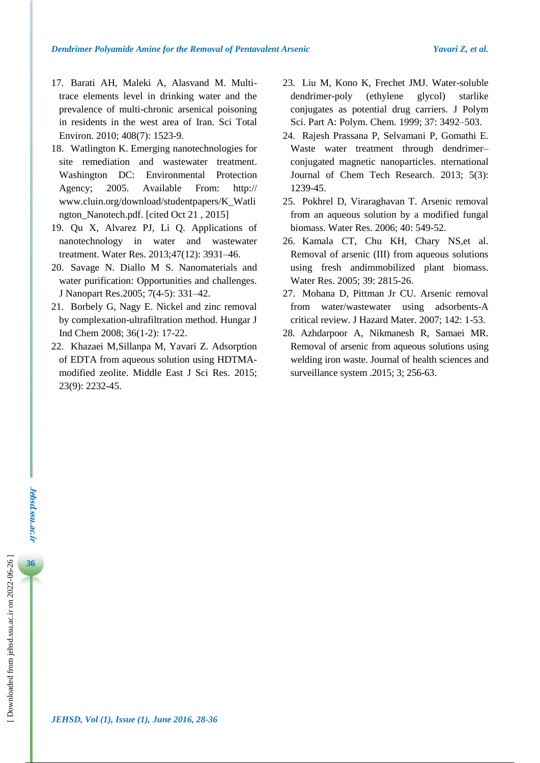17. Barati AH, Maleki A, Alasvand M. Multi-trace elements level in drinking water and the prevalence of multi-chronic arsenical poisoning in residents in the west area of Iran. Sci Total Environ. 2010; 408(7): 1523-9.
18. Watlington K. Emerging nanotechnologies for site remediation and wastewater treatment. Washington DC: Environmental Protection Agency; 2005. Available From: http://www.cluin.org/download/studentpapers/K_Watlington_Nanotech.pdf. [cited Oct 21 , 2015]
19. Qu X, Alvarez PJ, Li Q. Applications of nanotechnology in water and wastewater treatment. Water Res. 2013;47(12): 3931–46.
20. Savage N. Diallo M S. Nanomaterials and water purification: Opportunities and challenges. J Nanopart Res.2005; 7(4-5): 331–42.
21. Borbely G, Nagy E. Nickel and zinc removal by complexation-ultrafiltration method. Hungar J Ind Chem 2008; 36(1-2): 17-22.
22. Khazaei M,Sillanpa M, Yavari Z. Adsorption of EDTA from aqueous solution using HDTMA-modified zeolite. Middle East J Sci Res. 2015; 23(9): 2232-45.
23. Liu M, Kono K, Frechet JMJ. Water-soluble dendrimer-poly (ethylene glycol) starlike conjugates as potential drug carriers. J Polym Sci. Part A: Polym. Chem. 1999; 37: 3492–503.
24. Rajesh Prassana P, Selvamani P, Gomathi E. Waste water treatment through dendrimer–conjugated magnetic nanoparticles. nternational Journal of Chem Tech Research. 2013; 5(3): 1239-45.
25. Pokhrel D, Viraraghavan T. Arsenic removal from an aqueous solution by a modified fungal biomass. Water Res. 2006; 40: 549-52.
26. Kamala CT, Chu KH, Chary NS,et al. Removal of arsenic (III) from aqueous solutions using fresh andimmobilized plant biomass. Water Res. 2005; 39: 2815-26.
27. Mohana D, Pittman Jr CU. Arsenic removal from water/wastewater using adsorbents-A critical review. J Hazard Mater. 2007; 142: 1-53.
28. Azhdarpoor A, Nikmanesh R, Samaei MR. Removal of arsenic from aqueous solutions using welding iron waste. Journal of health sciences and surveillance system .2015; 3; 256-63.